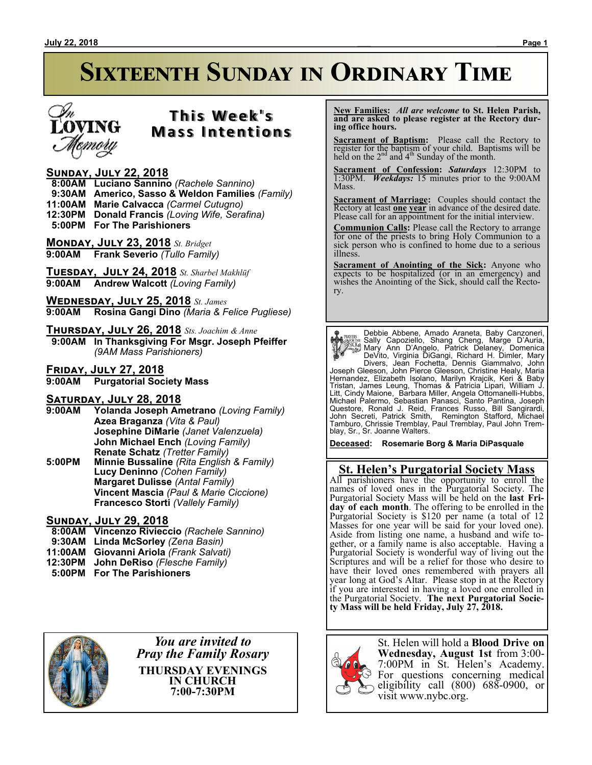# Sixteenth Sunday in Ordinary Time

## This Week's Mass Intentions

In Loving Memory

**Sunday, July 22, 2018**

- **8:00AM Luciano Sannino** *(Rachele Sannino)*
- **9:30AM Americo, Sasso & Weldon Families** *(Family)*
- **11:00AM Marie Calvacca** *(Carmel Cutugno)*
- **12:30PM Donald Francis** *(Loving Wife, Serafina)*
- **5:00PM For The Parishioners**

**Monday, July 23, 2018** *St. Bridget*

- **9:00AM Frank Severio** *(Tullo Family)*

**Tuesday, July 24, 2018** *St. Sharbel Makhlūf*

- **9:00AM Andrew Walcott** *(Loving Family)*

**Wednesday, July 25, 2018** *St. James*

- **9:00AM Rosina Gangi Dino** *(Maria & Felice Pugliese)*

**Thursday, July 26, 2018** *Sts. Joachim & Anne*

- **9:00AM In Thanksgiving For Msgr. Joseph Pfeiffer** *(9AM Mass Parishioners)*

**Friday, July 27, 2018**

- **9:00AM Purgatorial Society Mass**

**Saturday, July 28, 2018**

- **9:00AM Yolanda Joseph Ametrano** *(Loving Family)*
  - **Azea Braganza** *(Vita & Paul)*
  - **Josephine DiMarie** *(Janet Valenzuela)*
  - **John Michael Ench** *(Loving Family)*
  - **Renate Schatz** *(Tretter Family)*
- **5:00PM Minnie Bussaline** *(Rita English & Family)*
  - **Lucy Deninno** *(Cohen Family)*
  - **Margaret Dulisse** *(Antal Family)*
  - **Vincent Mascia** *(Paul & Marie Ciccione)*
  - **Francesco Storti** *(Vallely Family)*

**Sunday, July 29, 2018**

- **8:00AM Vincenzo Rivieccio** *(Rachele Sannino)*
- **9:30AM Linda McSorley** *(Zena Basin)*
- **11:00AM Giovanni Ariola** *(Frank Salvati)*
- **12:30PM John DeRiso** *(Flesche Family)*
- **5:00PM For The Parishioners**

*You are invited to Pray the Family Rosary*

**THURSDAY EVENINGS IN CHURCH 7:00-7:30PM**

**New Families:** *All are welcome* **to St. Helen Parish, and are asked to please register at the Rectory during office hours.**

**Sacrament of Baptism:** Please call the Rectory to register for the baptism of your child. Baptisms will be held on the 2nd and 4th Sunday of the month.

**Sacrament of Confession:** ***Saturdays*** 12:30PM to 1:30PM. ***Weekdays:*** 15 minutes prior to the 9:00AM Mass.

**Sacrament of Marriage:** Couples should contact the Rectory at least **one year** in advance of the desired date. Please call for an appointment for the initial interview.

**Communion Calls:** Please call the Rectory to arrange for one of the priests to bring Holy Communion to a sick person who is confined to home due to a serious illness.

**Sacrament of Anointing of the Sick:** Anyone who expects to be hospitalized (or in an emergency) and wishes the Anointing of the Sick, should call the Rectory.

Prayers for the Sick

Debbie Abbene, Amado Araneta, Baby Canzoneri, Sally Capoziello, Shang Cheng, Marge D'Auria, Mary Ann D'Angelo, Patrick Delaney, Domenica DeVito, Virginia DiGangi, Richard H. Dimler, Mary Divers, Jean Fochetta, Dennis Giammalvo, John Joseph Gleeson, John Pierce Gleeson, Christine Healy, Maria Hernandez, Elizabeth Isolano, Marilyn Krajcik, Keri & Baby Tristan, James Leung, Thomas & Patricia Lipari, William J. Litt, Cindy Maione, Barbara Miller, Angela Ottomanelli-Hubbs, Michael Palermo, Sebastian Panasci, Santo Pantina, Joseph Questore, Ronald J. Reid, Frances Russo, Bill Sangirardi, John Secreti, Patrick Smith, Remington Stafford, Michael Tamburo, Chrissie Tremblay, Paul Tremblay, Paul John Tremblay, Sr., Sr. Joanne Walters.

**Deceased: Rosemarie Borg & Maria DiPasquale**

## St. Helen's Purgatorial Society Mass

All parishioners have the opportunity to enroll the names of loved ones in the Purgatorial Society. The Purgatorial Society Mass will be held on the **last Friday of each month**. The offering to be enrolled in the Purgatorial Society is $120 per name (a total of 12 Masses for one year will be said for your loved one). Aside from listing one name, a husband and wife together, or a family name is also acceptable. Having a Purgatorial Society is wonderful way of living out the Scriptures and will be a relief for those who desire to have their loved ones remembered with prayers all year long at God's Altar. Please stop in at the Rectory if you are interested in having a loved one enrolled in the Purgatorial Society. **The next Purgatorial Society Mass will be held Friday, July 27, 2018.**

St. Helen will hold a **Blood Drive on Wednesday, August 1st** from 3:00-7:00PM in St. Helen's Academy. For questions concerning medical eligibility call (800) 688-0900, or visit www.nybc.org.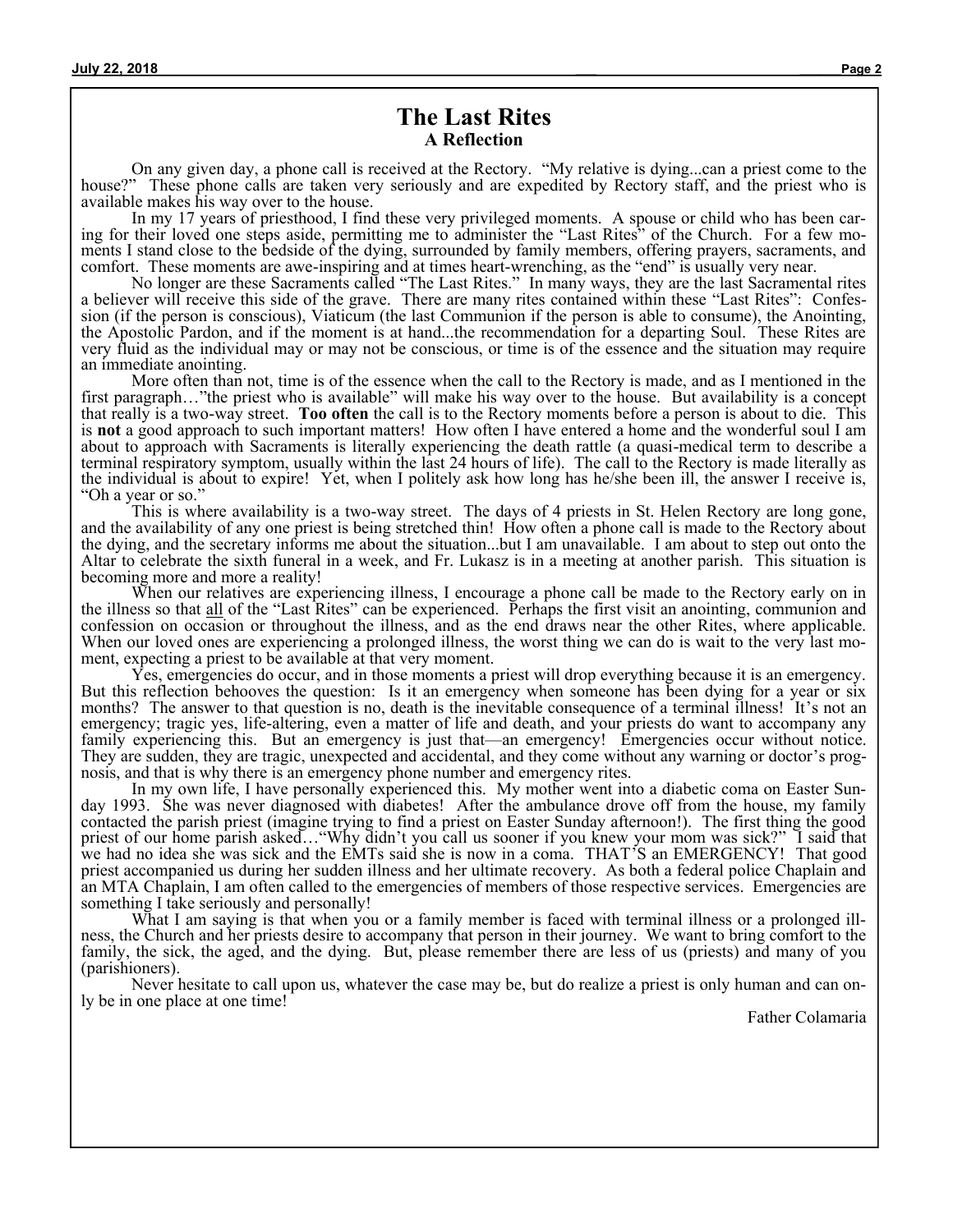# The Last Rites
## A Reflection

On any given day, a phone call is received at the Rectory. "My relative is dying...can a priest come to the house?" These phone calls are taken very seriously and are expedited by Rectory staff, and the priest who is available makes his way over to the house.

In my 17 years of priesthood, I find these very privileged moments. A spouse or child who has been caring for their loved one steps aside, permitting me to administer the "Last Rites" of the Church. For a few moments I stand close to the bedside of the dying, surrounded by family members, offering prayers, sacraments, and comfort. These moments are awe-inspiring and at times heart-wrenching, as the "end" is usually very near.

No longer are these Sacraments called "The Last Rites." In many ways, they are the last Sacramental rites a believer will receive this side of the grave. There are many rites contained within these "Last Rites": Confession (if the person is conscious), Viaticum (the last Communion if the person is able to consume), the Anointing, the Apostolic Pardon, and if the moment is at hand...the recommendation for a departing Soul. These Rites are very fluid as the individual may or may not be conscious, or time is of the essence and the situation may require an immediate anointing.

More often than not, time is of the essence when the call to the Rectory is made, and as I mentioned in the first paragraph…"the priest who is available" will make his way over to the house. But availability is a concept that really is a two-way street. **Too often** the call is to the Rectory moments before a person is about to die. This is **not** a good approach to such important matters! How often I have entered a home and the wonderful soul I am about to approach with Sacraments is literally experiencing the death rattle (a quasi-medical term to describe a terminal respiratory symptom, usually within the last 24 hours of life). The call to the Rectory is made literally as the individual is about to expire! Yet, when I politely ask how long has he/she been ill, the answer I receive is, "Oh a year or so."

This is where availability is a two-way street. The days of 4 priests in St. Helen Rectory are long gone, and the availability of any one priest is being stretched thin! How often a phone call is made to the Rectory about the dying, and the secretary informs me about the situation...but I am unavailable. I am about to step out onto the Altar to celebrate the sixth funeral in a week, and Fr. Lukasz is in a meeting at another parish. This situation is becoming more and more a reality!

When our relatives are experiencing illness, I encourage a phone call be made to the Rectory early on in the illness so that <u>all</u> of the "Last Rites" can be experienced. Perhaps the first visit an anointing, communion and confession on occasion or throughout the illness, and as the end draws near the other Rites, where applicable. When our loved ones are experiencing a prolonged illness, the worst thing we can do is wait to the very last moment, expecting a priest to be available at that very moment.

Yes, emergencies do occur, and in those moments a priest will drop everything because it is an emergency. But this reflection behooves the question: Is it an emergency when someone has been dying for a year or six months? The answer to that question is no, death is the inevitable consequence of a terminal illness! It's not an emergency; tragic yes, life-altering, even a matter of life and death, and your priests do want to accompany any family experiencing this. But an emergency is just that—an emergency! Emergencies occur without notice. They are sudden, they are tragic, unexpected and accidental, and they come without any warning or doctor's prognosis, and that is why there is an emergency phone number and emergency rites.

In my own life, I have personally experienced this. My mother went into a diabetic coma on Easter Sunday 1993. She was never diagnosed with diabetes! After the ambulance drove off from the house, my family contacted the parish priest (imagine trying to find a priest on Easter Sunday afternoon!). The first thing the good priest of our home parish asked…"Why didn't you call us sooner if you knew your mom was sick?" I said that we had no idea she was sick and the EMTs said she is now in a coma. THAT'S an EMERGENCY! That good priest accompanied us during her sudden illness and her ultimate recovery. As both a federal police Chaplain and an MTA Chaplain, I am often called to the emergencies of members of those respective services. Emergencies are something I take seriously and personally!

What I am saying is that when you or a family member is faced with terminal illness or a prolonged illness, the Church and her priests desire to accompany that person in their journey. We want to bring comfort to the family, the sick, the aged, and the dying. But, please remember there are less of us (priests) and many of you (parishioners).

Never hesitate to call upon us, whatever the case may be, but do realize a priest is only human and can only be in one place at one time!

Father Colamaria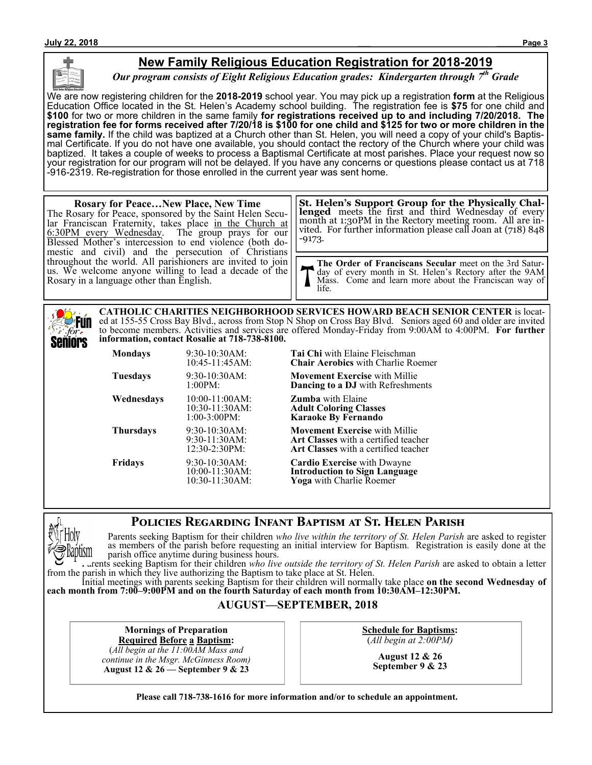## New Family Religious Education Registration for 2018-2019

***Our program consists of Eight Religious Education grades: Kindergarten through 7th Grade***

We are now registering children for the **2018-2019** school year. You may pick up a registration **form** at the Religious Education Office located in the St. Helen's Academy school building. The registration fee is **$75** for one child and **$100** for two or more children in the same family **for registrations received up to and including 7/20/2018. The registration fee for forms received after 7/20/18 is $100 for one child and $125 for two or more children in the same family.** If the child was baptized at a Church other than St. Helen, you will need a copy of your child's Baptismal Certificate. If you do not have one available, you should contact the rectory of the Church where your child was baptized. It takes a couple of weeks to process a Baptismal Certificate at most parishes. Place your request now so your registration for our program will not be delayed. If you have any concerns or questions please contact us at 718-916-2319. Re-registration for those enrolled in the current year was sent home.

**Rosary for Peace…New Place, New Time**

The Rosary for Peace, sponsored by the Saint Helen Secular Franciscan Fraternity, takes place in the Church at 6:30PM every Wednesday. The group prays for our Blessed Mother's intercession to end violence (both domestic and civil) and the persecution of Christians throughout the world. All parishioners are invited to join us. We welcome anyone willing to lead a decade of the Rosary in a language other than English.

**St. Helen's Support Group for the Physically Challenged** meets the first and third Wednesday of every month at 1:30PM in the Rectory meeting room. All are invited. For further information please call Joan at (718) 848-9173.

**The Order of Franciscans Secular** meet on the 3rd Saturday of every month in St. Helen's Rectory after the 9AM Mass. Come and learn more about the Franciscan way of life.

**CATHOLIC CHARITIES NEIGHBORHOOD SERVICES HOWARD BEACH SENIOR CENTER** is located at 155-55 Cross Bay Blvd., across from Stop N Shop on Cross Bay Blvd. Seniors aged 60 and older are invited to become members. Activities and services are offered Monday-Friday from 9:00AM to 4:00PM. **For further information, contact Rosalie at 718-738-8100.**

| Day | Time | Activity |
|---|---|---|
| **Mondays** | 9:30-10:30AM: | **Tai Chi** with Elaine Fleischman |
| | 10:45-11:45AM: | **Chair Aerobics** with Charlie Roemer |
| **Tuesdays** | 9:30-10:30AM: | **Movement Exercise** with Millie |
| | 1:00PM: | **Dancing to a DJ** with Refreshments |
| **Wednesdays** | 10:00-11:00AM: | **Zumba** with Elaine |
| | 10:30-11:30AM: | **Adult Coloring Classes** |
| | 1:00-3:00PM: | **Karaoke By Fernando** |
| **Thursdays** | 9:30-10:30AM: | **Movement Exercise** with Millie |
| | 9:30-11:30AM: | **Art Classes** with a certified teacher |
| | 12:30-2:30PM: | **Art Classes** with a certified teacher |
| **Fridays** | 9:30-10:30AM: | **Cardio Exercise** with Dwayne |
| | 10:00-11:30AM: | **Introduction to Sign Language** |
| | 10:30-11:30AM: | **Yoga** with Charlie Roemer |

## Policies Regarding Infant Baptism at St. Helen Parish

Parents seeking Baptism for their children *who live within the territory of St. Helen Parish* are asked to register as members of the parish before requesting an initial interview for Baptism. Registration is easily done at the parish office anytime during business hours.

Parents seeking Baptism for their children *who live outside the territory of St. Helen Parish* are asked to obtain a letter from the parish in which they live authorizing the Baptism to take place at St. Helen.

Initial meetings with parents seeking Baptism for their children will normally take place **on the second Wednesday of each month from 7:00–9:00PM and on the fourth Saturday of each month from 10:30AM–12:30PM.**

### AUGUST—SEPTEMBER, 2018

**Mornings of Preparation Required Before a Baptism:**
(*All begin at the 11:00AM Mass and continue in the Msgr. McGinness Room)*
**August 12 & 26 — September 9 & 23**

**Schedule for Baptisms:**
(*All begin at 2:00PM)*
**August 12 & 26**
**September 9 & 23**

**Please call 718-738-1616 for more information and/or to schedule an appointment.**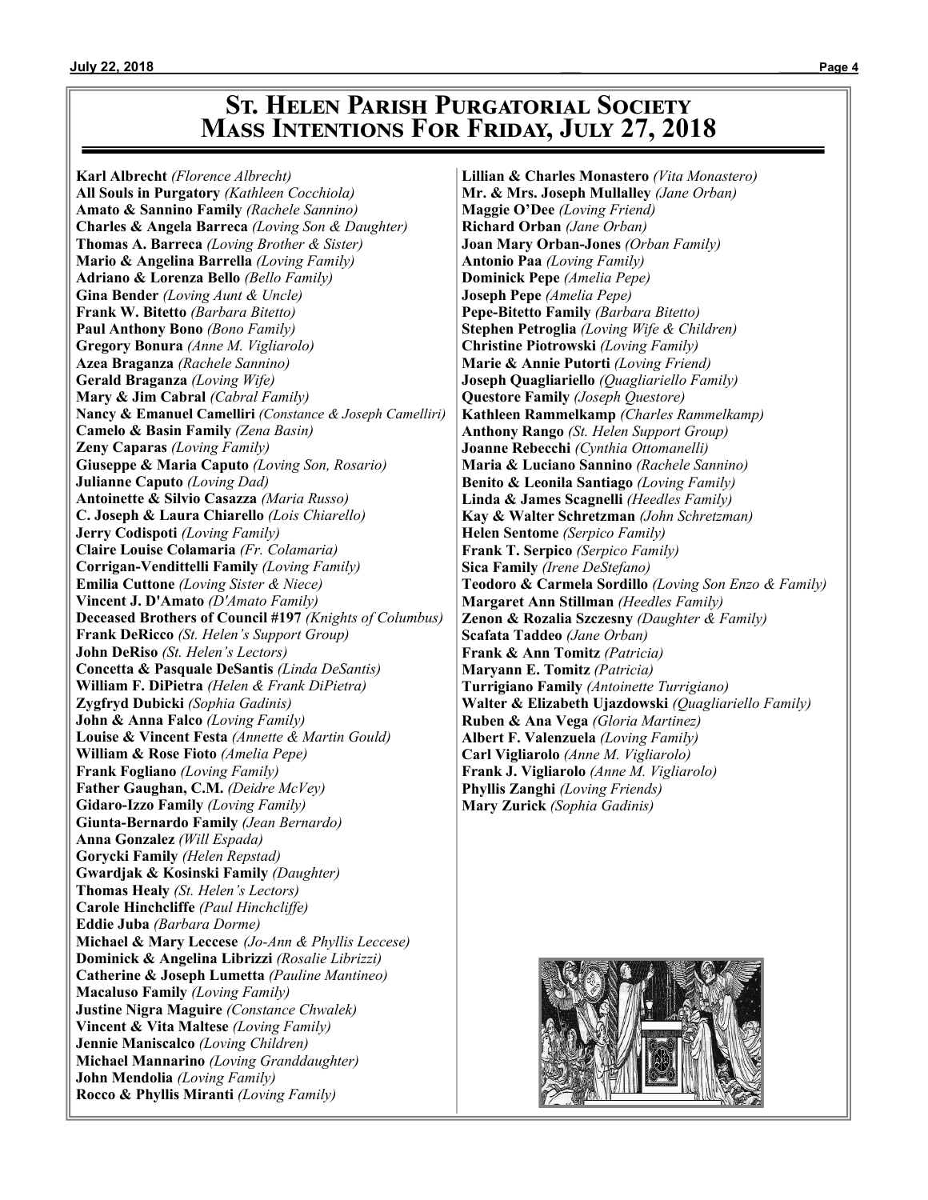# St. Helen Parish Purgatorial Society
# Mass Intentions For Friday, July 27, 2018

**Karl Albrecht** *(Florence Albrecht)*
**All Souls in Purgatory** *(Kathleen Cocchiola)*
**Amato & Sannino Family** *(Rachele Sannino)*
**Charles & Angela Barreca** *(Loving Son & Daughter)*
**Thomas A. Barreca** *(Loving Brother & Sister)*
**Mario & Angelina Barrella** *(Loving Family)*
**Adriano & Lorenza Bello** *(Bello Family)*
**Gina Bender** *(Loving Aunt & Uncle)*
**Frank W. Bitetto** *(Barbara Bitetto)*
**Paul Anthony Bono** *(Bono Family)*
**Gregory Bonura** *(Anne M. Vigliarolo)*
**Azea Braganza** *(Rachele Sannino)*
**Gerald Braganza** *(Loving Wife)*
**Mary & Jim Cabral** *(Cabral Family)*
**Nancy & Emanuel Camelliri** *(Constance & Joseph Camelliri)*
**Camelo & Basin Family** *(Zena Basin)*
**Zeny Caparas** *(Loving Family)*
**Giuseppe & Maria Caputo** *(Loving Son, Rosario)*
**Julianne Caputo** *(Loving Dad)*
**Antoinette & Silvio Casazza** *(Maria Russo)*
**C. Joseph & Laura Chiarello** *(Lois Chiarello)*
**Jerry Codispoti** *(Loving Family)*
**Claire Louise Colamaria** *(Fr. Colamaria)*
**Corrigan-Vendittelli Family** *(Loving Family)*
**Emilia Cuttone** *(Loving Sister & Niece)*
**Vincent J. D'Amato** *(D'Amato Family)*
**Deceased Brothers of Council #197** *(Knights of Columbus)*
**Frank DeRicco** *(St. Helen's Support Group)*
**John DeRiso** *(St. Helen's Lectors)*
**Concetta & Pasquale DeSantis** *(Linda DeSantis)*
**William F. DiPietra** *(Helen & Frank DiPietra)*
**Zygfryd Dubicki** *(Sophia Gadinis)*
**John & Anna Falco** *(Loving Family)*
**Louise & Vincent Festa** *(Annette & Martin Gould)*
**William & Rose Fioto** *(Amelia Pepe)*
**Frank Fogliano** *(Loving Family)*
**Father Gaughan, C.M.** *(Deidre McVey)*
**Gidaro-Izzo Family** *(Loving Family)*
**Giunta-Bernardo Family** *(Jean Bernardo)*
**Anna Gonzalez** *(Will Espada)*
**Gorycki Family** *(Helen Repstad)*
**Gwardjak & Kosinski Family** *(Daughter)*
**Thomas Healy** *(St. Helen's Lectors)*
**Carole Hinchcliffe** *(Paul Hinchcliffe)*
**Eddie Juba** *(Barbara Dorme)*
**Michael & Mary Leccese** *(Jo-Ann & Phyllis Leccese)*
**Dominick & Angelina Librizzi** *(Rosalie Librizzi)*
**Catherine & Joseph Lumetta** *(Pauline Mantineo)*
**Macaluso Family** *(Loving Family)*
**Justine Nigra Maguire** *(Constance Chwalek)*
**Vincent & Vita Maltese** *(Loving Family)*
**Jennie Maniscalco** *(Loving Children)*
**Michael Mannarino** *(Loving Granddaughter)*
**John Mendolia** *(Loving Family)*
**Rocco & Phyllis Miranti** *(Loving Family)*
**Lillian & Charles Monastero** *(Vita Monastero)*
**Mr. & Mrs. Joseph Mullalley** *(Jane Orban)*
**Maggie O'Dee** *(Loving Friend)*
**Richard Orban** *(Jane Orban)*
**Joan Mary Orban-Jones** *(Orban Family)*
**Antonio Paa** *(Loving Family)*
**Dominick Pepe** *(Amelia Pepe)*
**Joseph Pepe** *(Amelia Pepe)*
**Pepe-Bitetto Family** *(Barbara Bitetto)*
**Stephen Petroglia** *(Loving Wife & Children)*
**Christine Piotrowski** *(Loving Family)*
**Marie & Annie Putorti** *(Loving Friend)*
**Joseph Quagliariello** *(Quagliariello Family)*
**Questore Family** *(Joseph Questore)*
**Kathleen Rammelkamp** *(Charles Rammelkamp)*
**Anthony Rango** *(St. Helen Support Group)*
**Joanne Rebecchi** *(Cynthia Ottomanelli)*
**Maria & Luciano Sannino** *(Rachele Sannino)*
**Benito & Leonila Santiago** *(Loving Family)*
**Linda & James Scagnelli** *(Heedles Family)*
**Kay & Walter Schretzman** *(John Schretzman)*
**Helen Sentome** *(Serpico Family)*
**Frank T. Serpico** *(Serpico Family)*
**Sica Family** *(Irene DeStefano)*
**Teodoro & Carmela Sordillo** *(Loving Son Enzo & Family)*
**Margaret Ann Stillman** *(Heedles Family)*
**Zenon & Rozalia Szczesny** *(Daughter & Family)*
**Scafata Taddeo** *(Jane Orban)*
**Frank & Ann Tomitz** *(Patricia)*
**Maryann E. Tomitz** *(Patricia)*
**Turrigiano Family** *(Antoinette Turrigiano)*
**Walter & Elizabeth Ujazdowski** *(Quagliariello Family)*
**Ruben & Ana Vega** *(Gloria Martinez)*
**Albert F. Valenzuela** *(Loving Family)*
**Carl Vigliarolo** *(Anne M. Vigliarolo)*
**Frank J. Vigliarolo** *(Anne M. Vigliarolo)*
**Phyllis Zanghi** *(Loving Friends)*
**Mary Zurick** *(Sophia Gadinis)*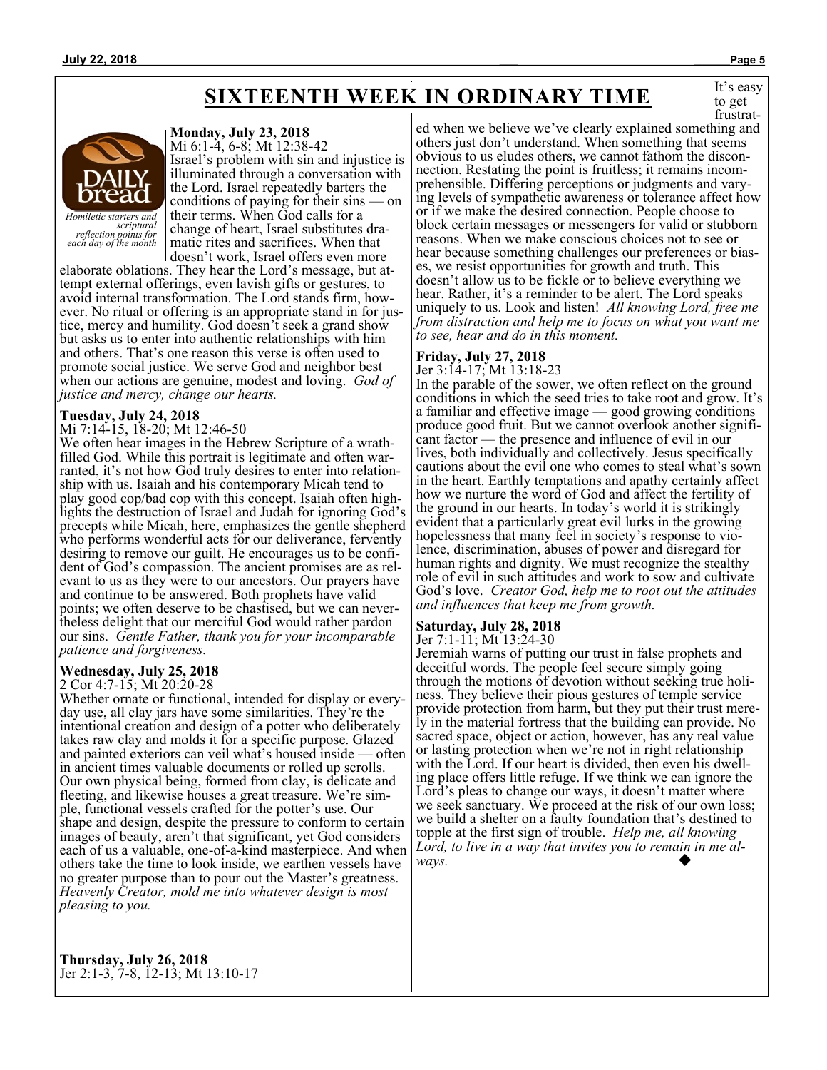## SIXTEENTH WEEK IN ORDINARY TIME

DAILY bread

*Homiletic starters and scriptural reflection points for each day of the month*

**Monday, July 23, 2018**
Mi 6:1-4, 6-8; Mt 12:38-42
Israel's problem with sin and injustice is illuminated through a conversation with the Lord. Israel repeatedly barters the conditions of paying for their sins — on their terms. When God calls for a change of heart, Israel substitutes dramatic rites and sacrifices. When that doesn't work, Israel offers even more elaborate oblations. They hear the Lord's message, but attempt external offerings, even lavish gifts or gestures, to avoid internal transformation. The Lord stands firm, however. No ritual or offering is an appropriate stand in for justice, mercy and humility. God doesn't seek a grand show but asks us to enter into authentic relationships with him and others. That's one reason this verse is often used to promote social justice. We serve God and neighbor best when our actions are genuine, modest and loving. *God of justice and mercy, change our hearts.*

**Tuesday, July 24, 2018**
Mi 7:14-15, 18-20; Mt 12:46-50
We often hear images in the Hebrew Scripture of a wrath-filled God. While this portrait is legitimate and often warranted, it's not how God truly desires to enter into relationship with us. Isaiah and his contemporary Micah tend to play good cop/bad cop with this concept. Isaiah often highlights the destruction of Israel and Judah for ignoring God's precepts while Micah, here, emphasizes the gentle shepherd who performs wonderful acts for our deliverance, fervently desiring to remove our guilt. He encourages us to be confident of God's compassion. The ancient promises are as relevant to us as they were to our ancestors. Our prayers have and continue to be answered. Both prophets have valid points; we often deserve to be chastised, but we can nevertheless delight that our merciful God would rather pardon our sins. *Gentle Father, thank you for your incomparable patience and forgiveness.*

**Wednesday, July 25, 2018**
2 Cor 4:7-15; Mt 20:20-28
Whether ornate or functional, intended for display or everyday use, all clay jars have some similarities. They're the intentional creation and design of a potter who deliberately takes raw clay and molds it for a specific purpose. Glazed and painted exteriors can veil what's housed inside — often in ancient times valuable documents or rolled up scrolls. Our own physical being, formed from clay, is delicate and fleeting, and likewise houses a great treasure. We're simple, functional vessels crafted for the potter's use. Our shape and design, despite the pressure to conform to certain images of beauty, aren't that significant, yet God considers each of us a valuable, one-of-a-kind masterpiece. And when others take the time to look inside, we earthen vessels have no greater purpose than to pour out the Master's greatness. *Heavenly Creator, mold me into whatever design is most pleasing to you.*

**Thursday, July 26, 2018**
Jer 2:1-3, 7-8, 12-13; Mt 13:10-17
It's easy to get frustrated when we believe we've clearly explained something and others just don't understand. When something that seems obvious to us eludes others, we cannot fathom the disconnection. Restating the point is fruitless; it remains incomprehensible. Differing perceptions or judgments and varying levels of sympathetic awareness or tolerance affect how or if we make the desired connection. People choose to block certain messages or messengers for valid or stubborn reasons. When we make conscious choices not to see or hear because something challenges our preferences or biases, we resist opportunities for growth and truth. This doesn't allow us to be fickle or to believe everything we hear. Rather, it's a reminder to be alert. The Lord speaks uniquely to us. Look and listen! *All knowing Lord, free me from distraction and help me to focus on what you want me to see, hear and do in this moment.*

**Friday, July 27, 2018**
Jer 3:14-17; Mt 13:18-23
In the parable of the sower, we often reflect on the ground conditions in which the seed tries to take root and grow. It's a familiar and effective image — good growing conditions produce good fruit. But we cannot overlook another significant factor — the presence and influence of evil in our lives, both individually and collectively. Jesus specifically cautions about the evil one who comes to steal what's sown in the heart. Earthly temptations and apathy certainly affect how we nurture the word of God and affect the fertility of the ground in our hearts. In today's world it is strikingly evident that a particularly great evil lurks in the growing hopelessness that many feel in society's response to violence, discrimination, abuses of power and disregard for human rights and dignity. We must recognize the stealthy role of evil in such attitudes and work to sow and cultivate God's love. *Creator God, help me to root out the attitudes and influences that keep me from growth.*

**Saturday, July 28, 2018**
Jer 7:1-11; Mt 13:24-30
Jeremiah warns of putting our trust in false prophets and deceitful words. The people feel secure simply going through the motions of devotion without seeking true holiness. They believe their pious gestures of temple service provide protection from harm, but they put their trust merely in the material fortress that the building can provide. No sacred space, object or action, however, has any real value or lasting protection when we're not in right relationship with the Lord. If our heart is divided, then even his dwelling place offers little refuge. If we think we can ignore the Lord's pleas to change our ways, it doesn't matter where we seek sanctuary. We proceed at the risk of our own loss; we build a shelter on a faulty foundation that's destined to topple at the first sign of trouble. *Help me, all knowing Lord, to live in a way that invites you to remain in me always.* ◆